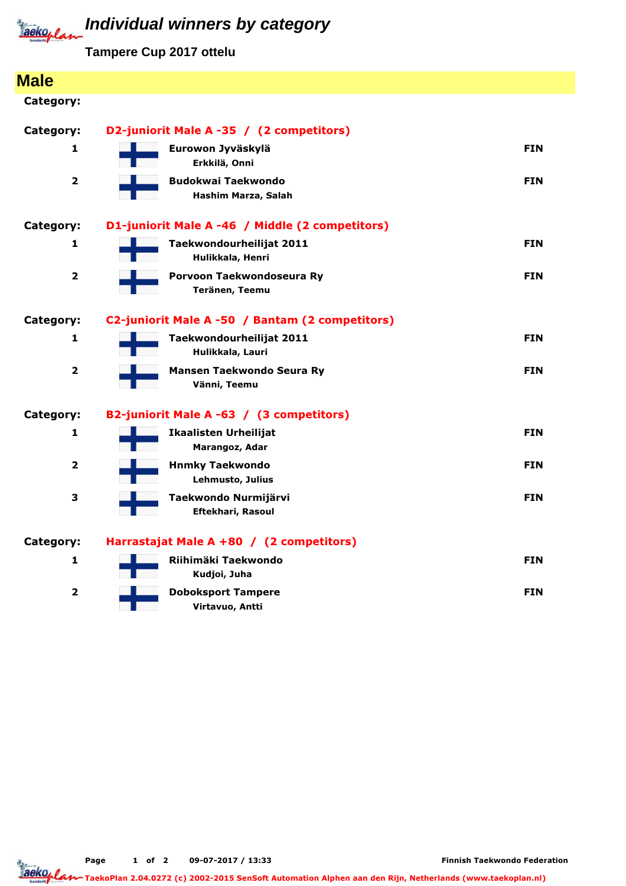# Individual winners by category

**Tampere Cup 2017 ottelu**

## Male

**Category:**

**Category: D2-juniorit Male A -35 / (2 competitors)**

| Place | Club / Name | Country |
|---|---|---|
| 1 | **Eurowon Jyväskylä**<br>Erkkilä, Onni | FIN |
| 2 | **Budokwai Taekwondo**<br>Hashim Marza, Salah | FIN |

**Category: D1-juniorit Male A -46 / Middle (2 competitors)**

| Place | Club / Name | Country |
|---|---|---|
| 1 | **Taekwondourheilijat 2011**<br>Hulikkala, Henri | FIN |
| 2 | **Porvoon Taekwondoseura Ry**<br>Teränen, Teemu | FIN |

**Category: C2-juniorit Male A -50 / Bantam (2 competitors)**

| Place | Club / Name | Country |
|---|---|---|
| 1 | **Taekwondourheilijat 2011**<br>Hulikkala, Lauri | FIN |
| 2 | **Mansen Taekwondo Seura Ry**<br>Vänni, Teemu | FIN |

**Category: B2-juniorit Male A -63 / (3 competitors)**

| Place | Club / Name | Country |
|---|---|---|
| 1 | **Ikaalisten Urheilijat**<br>Marangoz, Adar | FIN |
| 2 | **Hnmky Taekwondo**<br>Lehmusto, Julius | FIN |
| 3 | **Taekwondo Nurmijärvi**<br>Eftekhari, Rasoul | FIN |

**Category: Harrastajat Male A +80 / (2 competitors)**

| Place | Club / Name | Country |
|---|---|---|
| 1 | **Riihimäki Taekwondo**<br>Kudjoi, Juha | FIN |
| 2 | **Doboksport Tampere**<br>Virtavuo, Antti | FIN |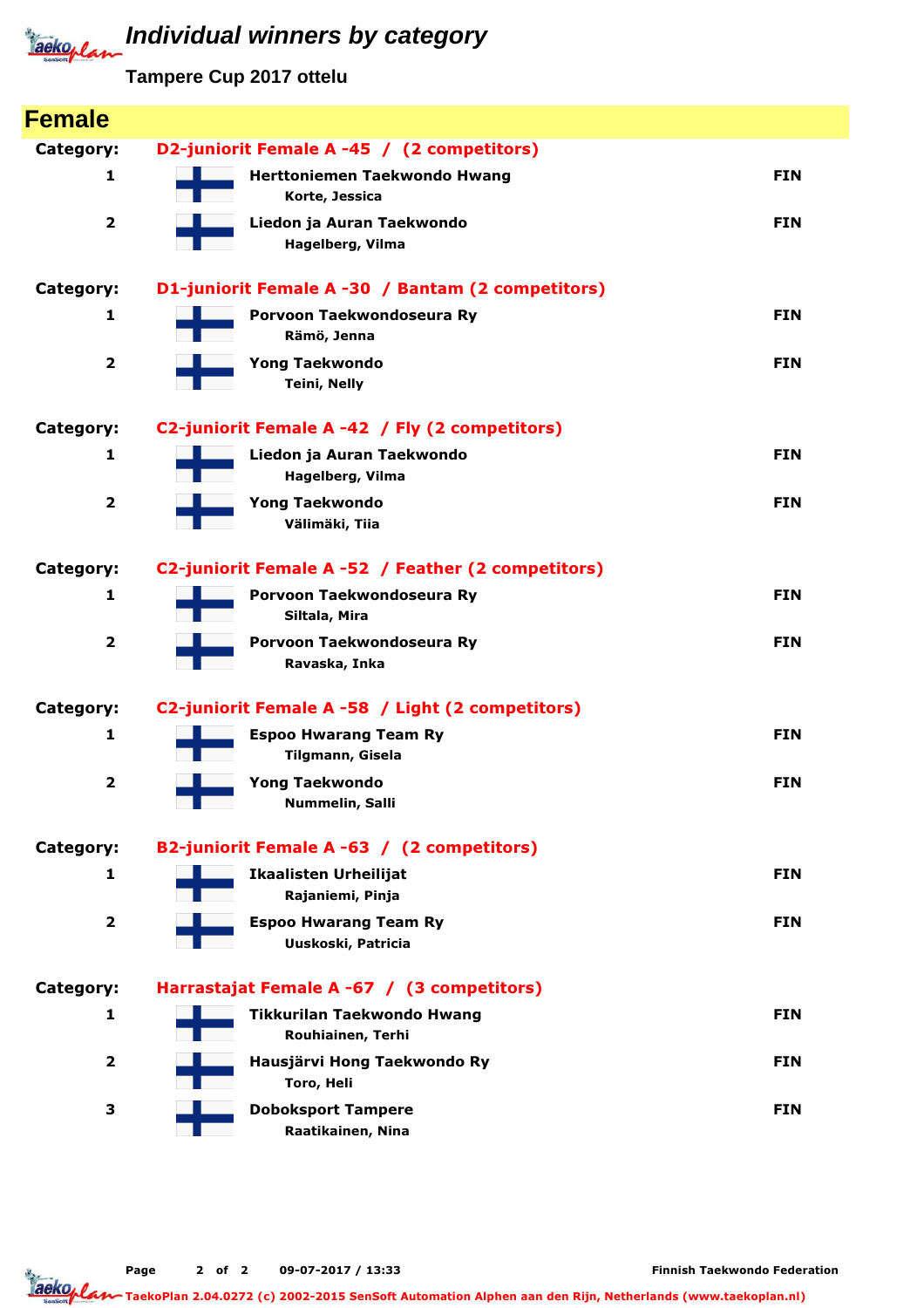# Individual winners by category

**Tampere Cup 2017 ottelu**

## Female

**Category:** D2-juniorit Female A -45 / (2 competitors)

| Place | Club / Name | Country |
|---|---|---|
| 1 | **Herttoniemen Taekwondo Hwang**<br>Korte, Jessica | FIN |
| 2 | **Liedon ja Auran Taekwondo**<br>Hagelberg, Vilma | FIN |

**Category:** D1-juniorit Female A -30 / Bantam (2 competitors)

| Place | Club / Name | Country |
|---|---|---|
| 1 | **Porvoon Taekwondoseura Ry**<br>Rämö, Jenna | FIN |
| 2 | **Yong Taekwondo**<br>Teini, Nelly | FIN |

**Category:** C2-juniorit Female A -42 / Fly (2 competitors)

| Place | Club / Name | Country |
|---|---|---|
| 1 | **Liedon ja Auran Taekwondo**<br>Hagelberg, Vilma | FIN |
| 2 | **Yong Taekwondo**<br>Välimäki, Tiia | FIN |

**Category:** C2-juniorit Female A -52 / Feather (2 competitors)

| Place | Club / Name | Country |
|---|---|---|
| 1 | **Porvoon Taekwondoseura Ry**<br>Siltala, Mira | FIN |
| 2 | **Porvoon Taekwondoseura Ry**<br>Ravaska, Inka | FIN |

**Category:** C2-juniorit Female A -58 / Light (2 competitors)

| Place | Club / Name | Country |
|---|---|---|
| 1 | **Espoo Hwarang Team Ry**<br>Tilgmann, Gisela | FIN |
| 2 | **Yong Taekwondo**<br>Nummelin, Salli | FIN |

**Category:** B2-juniorit Female A -63 / (2 competitors)

| Place | Club / Name | Country |
|---|---|---|
| 1 | **Ikaalisten Urheilijat**<br>Rajaniemi, Pinja | FIN |
| 2 | **Espoo Hwarang Team Ry**<br>Uuskoski, Patricia | FIN |

**Category:** Harrastajat Female A -67 / (3 competitors)

| Place | Club / Name | Country |
|---|---|---|
| 1 | **Tikkurilan Taekwondo Hwang**<br>Rouhiainen, Terhi | FIN |
| 2 | **Hausjärvi Hong Taekwondo Ry**<br>Toro, Heli | FIN |
| 3 | **Doboksport Tampere**<br>Raatikainen, Nina | FIN |

09-07-2017 / 13:33 — Finnish Taekwondo Federation

TaekoPlan 2.04.0272 (c) 2002-2015 SenSoft Automation Alphen aan den Rijn, Netherlands (www.taekoplan.nl)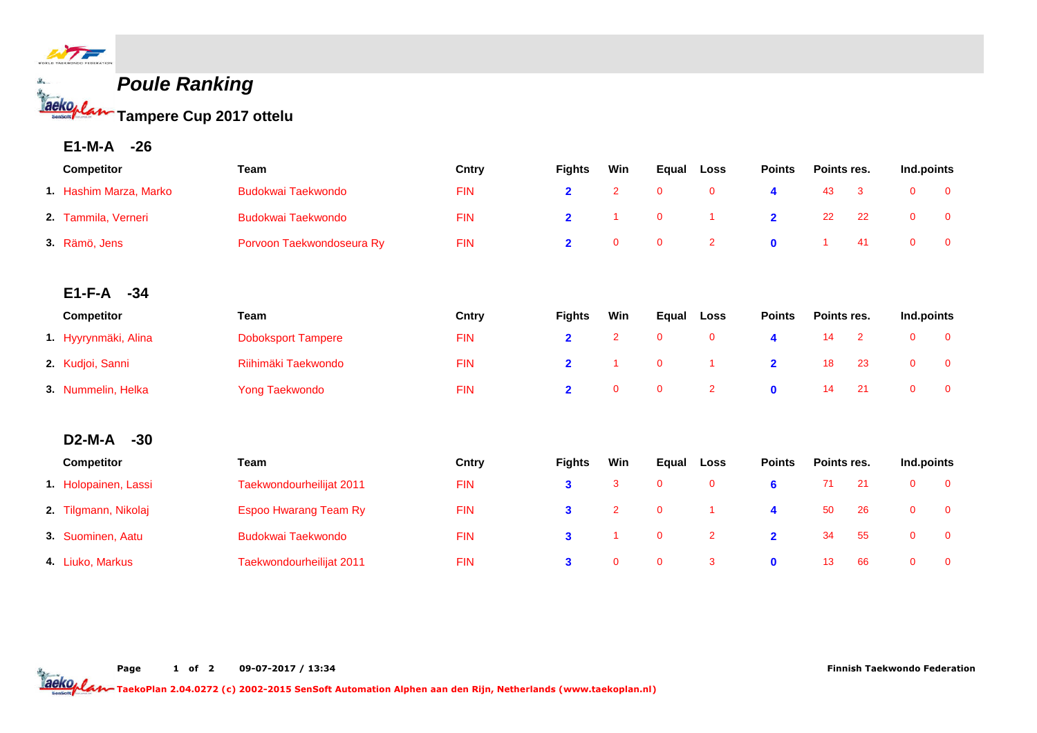# Poule Ranking

## Tampere Cup 2017 ottelu

### E1-M-A -26

| | Competitor | Team | Cntry | Fights | Win | Equal | Loss | Points | Points res. | | Ind.points | |
|---|---|---|---|---|---|---|---|---|---|---|---|---|
| 1. | Hashim Marza, Marko | Budokwai Taekwondo | FIN | 2 | 2 | 0 | 0 | 4 | 43 | 3 | 0 | 0 |
| 2. | Tammila, Verneri | Budokwai Taekwondo | FIN | 2 | 1 | 0 | 1 | 2 | 22 | 22 | 0 | 0 |
| 3. | Rämö, Jens | Porvoon Taekwondoseura Ry | FIN | 2 | 0 | 0 | 2 | 0 | 1 | 41 | 0 | 0 |

### E1-F-A -34

| | Competitor | Team | Cntry | Fights | Win | Equal | Loss | Points | Points res. | | Ind.points | |
|---|---|---|---|---|---|---|---|---|---|---|---|---|
| 1. | Hyyrynmäki, Alina | Doboksport Tampere | FIN | 2 | 2 | 0 | 0 | 4 | 14 | 2 | 0 | 0 |
| 2. | Kudjoi, Sanni | Riihimäki Taekwondo | FIN | 2 | 1 | 0 | 1 | 2 | 18 | 23 | 0 | 0 |
| 3. | Nummelin, Helka | Yong Taekwondo | FIN | 2 | 0 | 0 | 2 | 0 | 14 | 21 | 0 | 0 |

### D2-M-A -30

| | Competitor | Team | Cntry | Fights | Win | Equal | Loss | Points | Points res. | | Ind.points | |
|---|---|---|---|---|---|---|---|---|---|---|---|---|
| 1. | Holopainen, Lassi | Taekwondourheilijat 2011 | FIN | 3 | 3 | 0 | 0 | 6 | 71 | 21 | 0 | 0 |
| 2. | Tilgmann, Nikolaj | Espoo Hwarang Team Ry | FIN | 3 | 2 | 0 | 1 | 4 | 50 | 26 | 0 | 0 |
| 3. | Suominen, Aatu | Budokwai Taekwondo | FIN | 3 | 1 | 0 | 2 | 2 | 34 | 55 | 0 | 0 |
| 4. | Liuko, Markus | Taekwondourheilijat 2011 | FIN | 3 | 0 | 0 | 3 | 0 | 13 | 66 | 0 | 0 |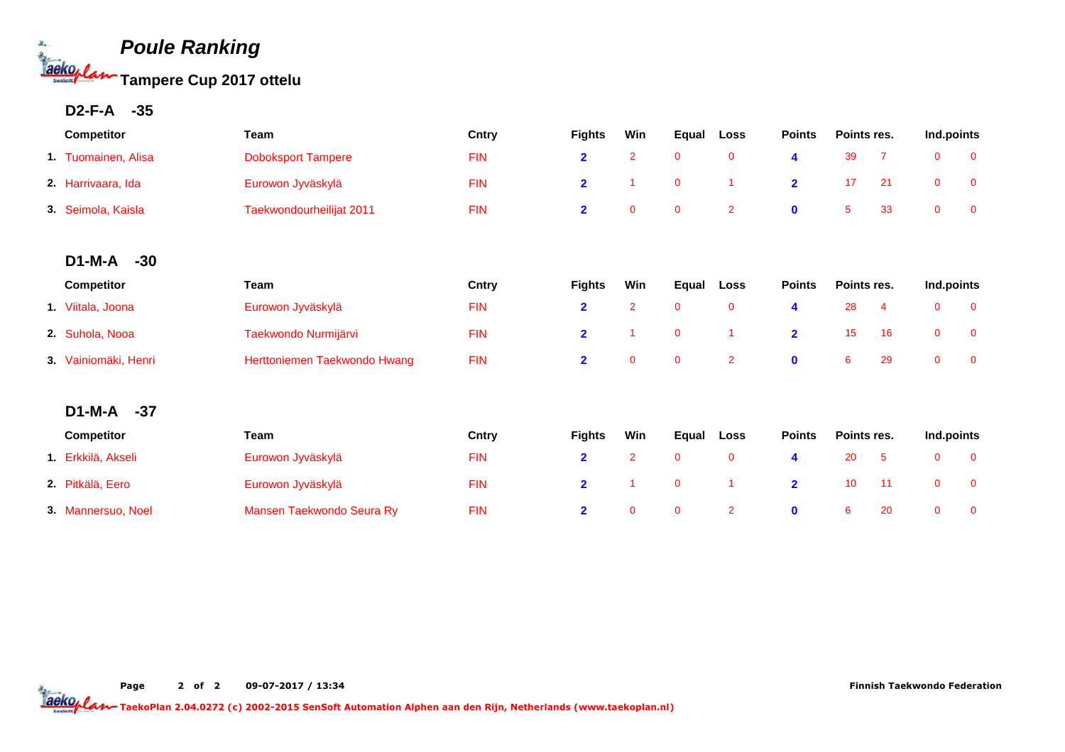# Poule Ranking

## Tampere Cup 2017 ottelu

### D2-F-A -35

| | Competitor | Team | Cntry | Fights | Win | Equal | Loss | Points | Points res. | | Ind.points | |
|---|---|---|---|---|---|---|---|---|---|---|---|---|
| 1. | Tuomainen, Alisa | Doboksport Tampere | FIN | 2 | 2 | 0 | 0 | 4 | 39 | 7 | 0 | 0 |
| 2. | Harrivaara, Ida | Eurowon Jyväskylä | FIN | 2 | 1 | 0 | 1 | 2 | 17 | 21 | 0 | 0 |
| 3. | Seimola, Kaisla | Taekwondourheilijat 2011 | FIN | 2 | 0 | 0 | 2 | 0 | 5 | 33 | 0 | 0 |

### D1-M-A -30

| | Competitor | Team | Cntry | Fights | Win | Equal | Loss | Points | Points res. | | Ind.points | |
|---|---|---|---|---|---|---|---|---|---|---|---|---|
| 1. | Viitala, Joona | Eurowon Jyväskylä | FIN | 2 | 2 | 0 | 0 | 4 | 28 | 4 | 0 | 0 |
| 2. | Suhola, Nooa | Taekwondo Nurmijärvi | FIN | 2 | 1 | 0 | 1 | 2 | 15 | 16 | 0 | 0 |
| 3. | Vainiomäki, Henri | Herttoniemen Taekwondo Hwang | FIN | 2 | 0 | 0 | 2 | 0 | 6 | 29 | 0 | 0 |

### D1-M-A -37

| | Competitor | Team | Cntry | Fights | Win | Equal | Loss | Points | Points res. | | Ind.points | |
|---|---|---|---|---|---|---|---|---|---|---|---|---|
| 1. | Erkkilä, Akseli | Eurowon Jyväskylä | FIN | 2 | 2 | 0 | 0 | 4 | 20 | 5 | 0 | 0 |
| 2. | Pitkälä, Eero | Eurowon Jyväskylä | FIN | 2 | 1 | 0 | 1 | 2 | 10 | 11 | 0 | 0 |
| 3. | Mannersuo, Noel | Mansen Taekwondo Seura Ry | FIN | 2 | 0 | 0 | 2 | 0 | 6 | 20 | 0 | 0 |

09-07-2017 / 13:34 Finnish Taekwondo Federation

TaekoPlan 2.04.0272 (c) 2002-2015 SenSoft Automation Alphen aan den Rijn, Netherlands (www.taekoplan.nl)